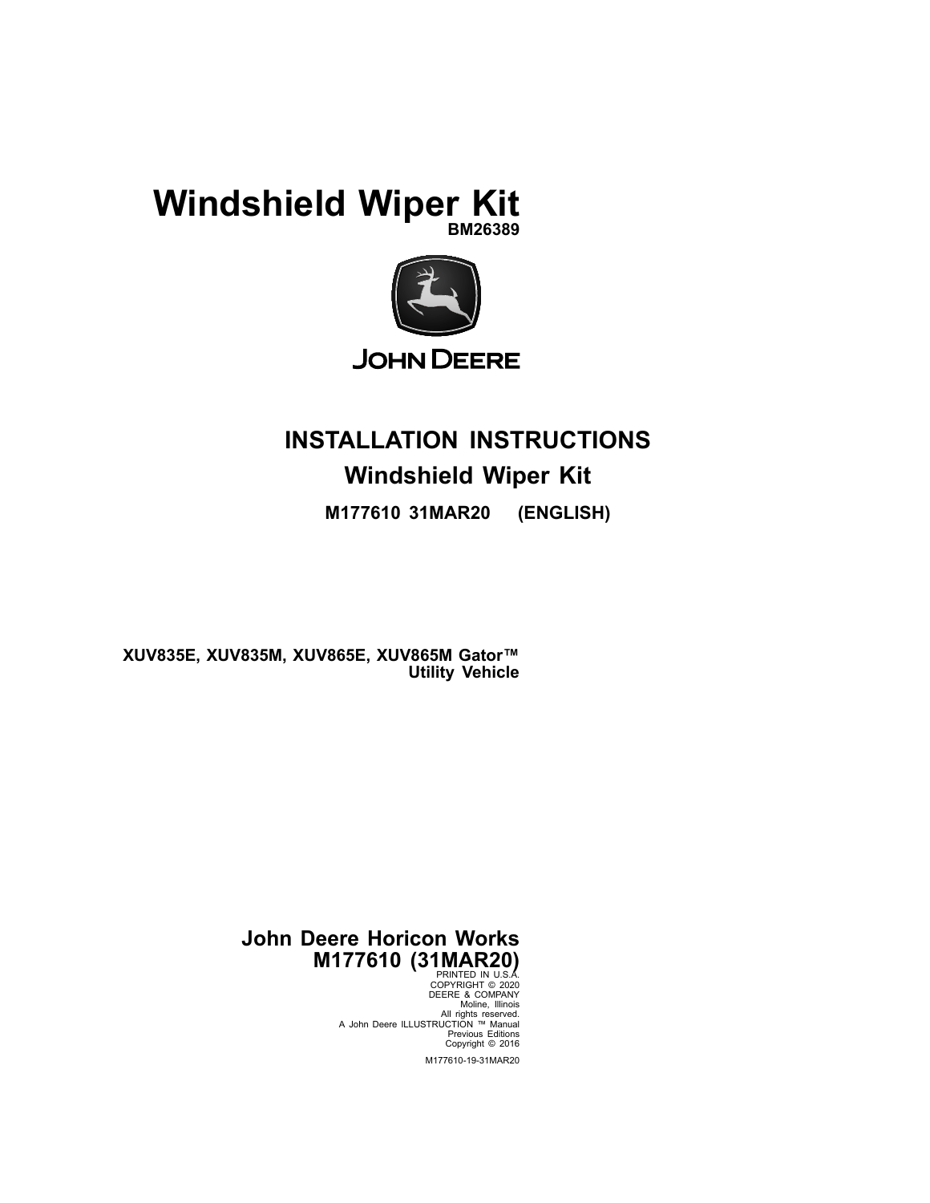# Windshield Wiper Kit

**BM26389**

JOHN DEERE

## INSTALLATION INSTRUCTIONS

## Windshield Wiper Kit

**M177610 31MAR20 (ENGLISH)**

**XUV835E, XUV835M, XUV865E, XUV865M Gator™ Utility Vehicle**

**John Deere Horicon Works**
**M177610 (31MAR20)**

PRINTED IN U.S.A.
COPYRIGHT © 2020
DEERE & COMPANY
Moline, Illinois
All rights reserved.
A John Deere ILLUSTRUCTION ™ Manual
Previous Editions
Copyright © 2016

M177610-19-31MAR20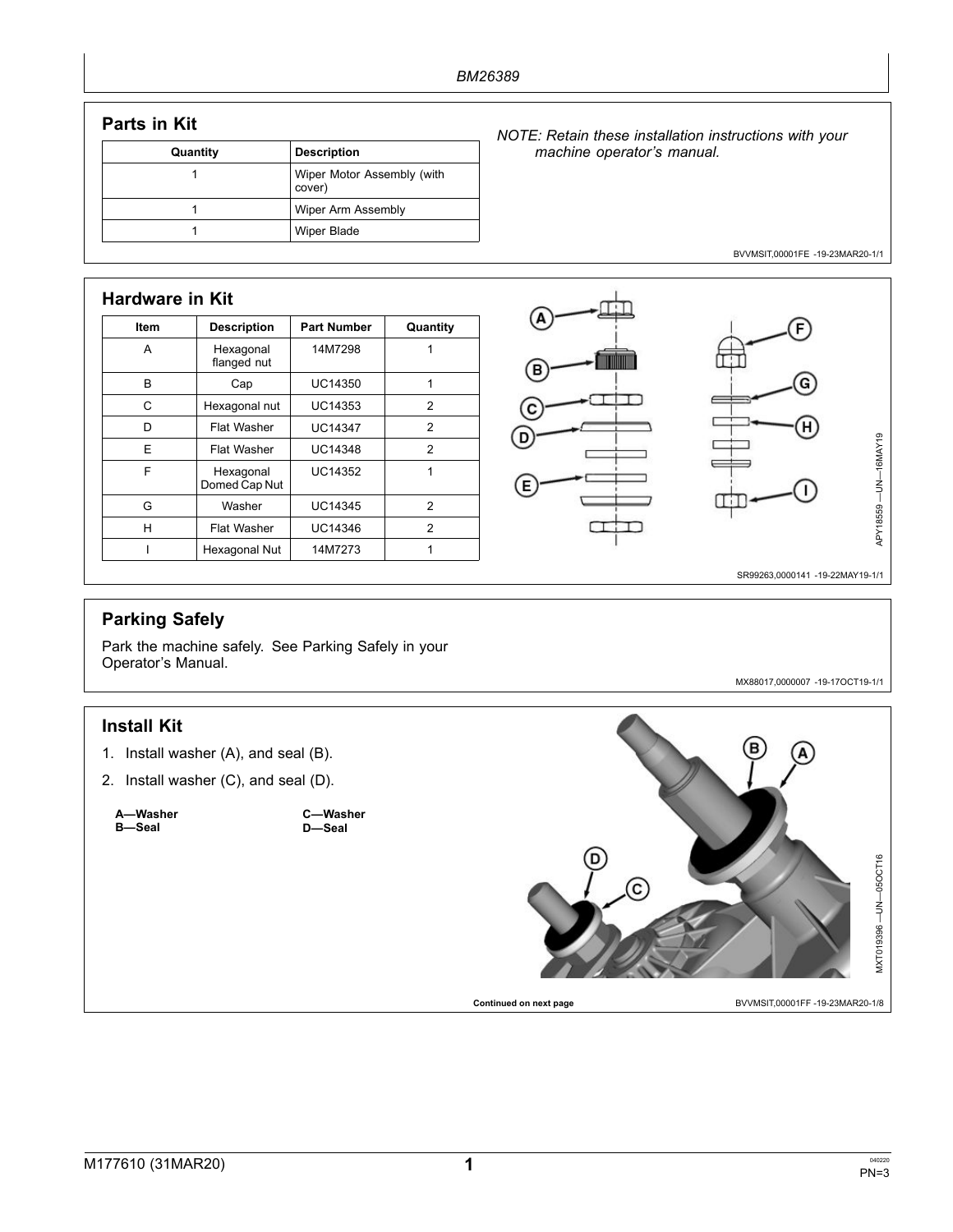BM26389

## Parts in Kit

| Quantity | Description |
|---|---|
| 1 | Wiper Motor Assembly (with cover) |
| 1 | Wiper Arm Assembly |
| 1 | Wiper Blade |

*NOTE: Retain these installation instructions with your machine operator's manual.*

BVVMSIT,00001FE -19-23MAR20-1/1

## Hardware in Kit

| Item | Description | Part Number | Quantity |
|---|---|---|---|
| A | Hexagonal flanged nut | 14M7298 | 1 |
| B | Cap | UC14350 | 1 |
| C | Hexagonal nut | UC14353 | 2 |
| D | Flat Washer | UC14347 | 2 |
| E | Flat Washer | UC14348 | 2 |
| F | Hexagonal Domed Cap Nut | UC14352 | 1 |
| G | Washer | UC14345 | 2 |
| H | Flat Washer | UC14346 | 2 |
| I | Hexagonal Nut | 14M7273 | 1 |

APY18559 —UN—16MAY19

SR99263,0000141 -19-22MAY19-1/1

## Parking Safely

Park the machine safely. See Parking Safely in your Operator's Manual.

MX88017,0000007 -19-17OCT19-1/1

## Install Kit

1. Install washer (A), and seal (B).
2. Install washer (C), and seal (D).

**A—Washer**
**B—Seal**
**C—Washer**
**D—Seal**

MXT019396 —UN—05OCT16

Continued on next page

BVVMSIT,00001FF -19-23MAR20-1/8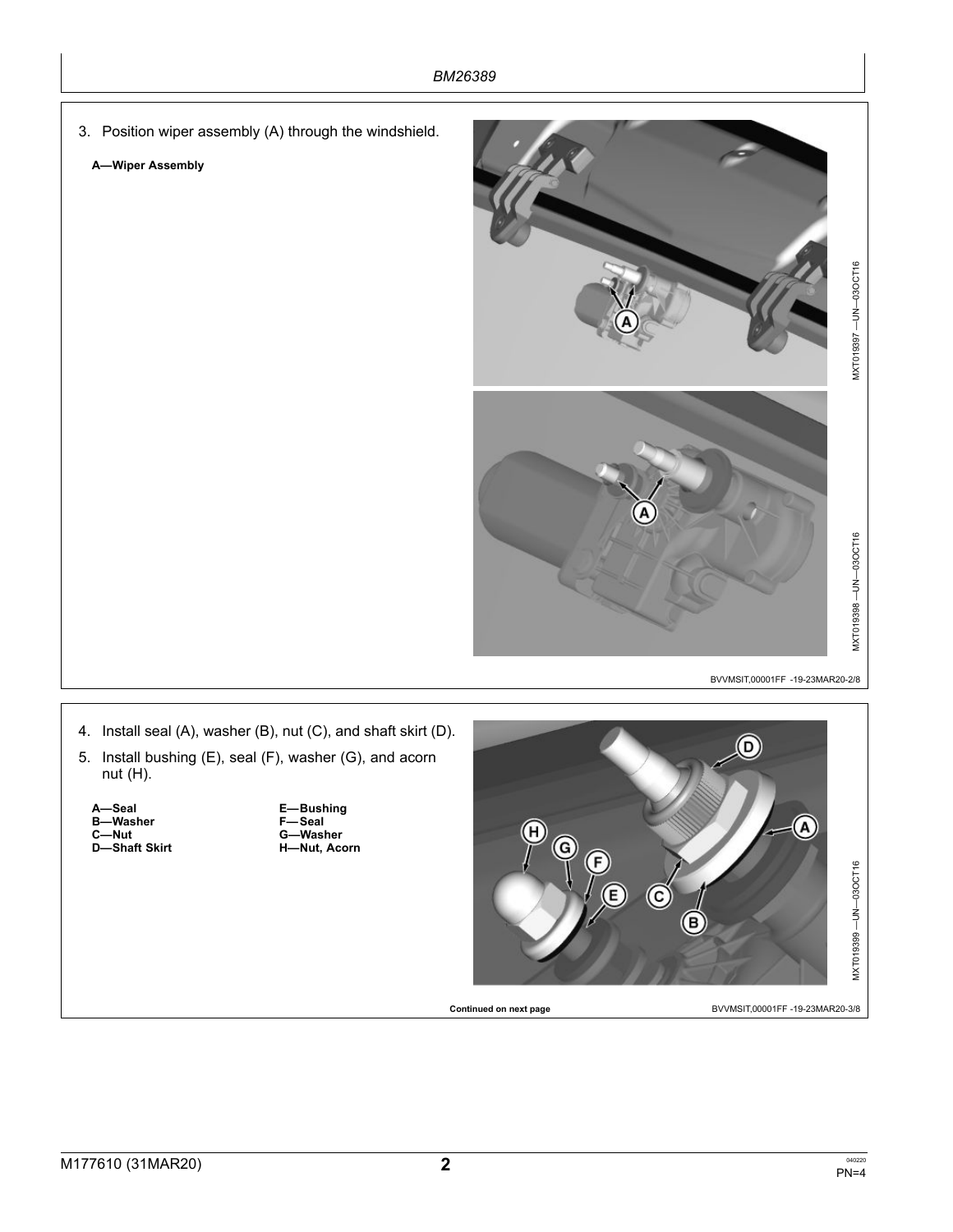3. Position wiper assembly (A) through the windshield.

**A—Wiper Assembly**

MXT019397 —UN—03OCT16

MXT019398 —UN—03OCT16

BVVMSIT,00001FF -19-23MAR20-2/8

4. Install seal (A), washer (B), nut (C), and shaft skirt (D).
5. Install bushing (E), seal (F), washer (G), and acorn nut (H).

**A—Seal**
**B—Washer**
**C—Nut**
**D—Shaft Skirt**
**E—Bushing**
**F—Seal**
**G—Washer**
**H—Nut, Acorn**

MXT019399 —UN—03OCT16

**Continued on next page**

BVVMSIT,00001FF -19-23MAR20-3/8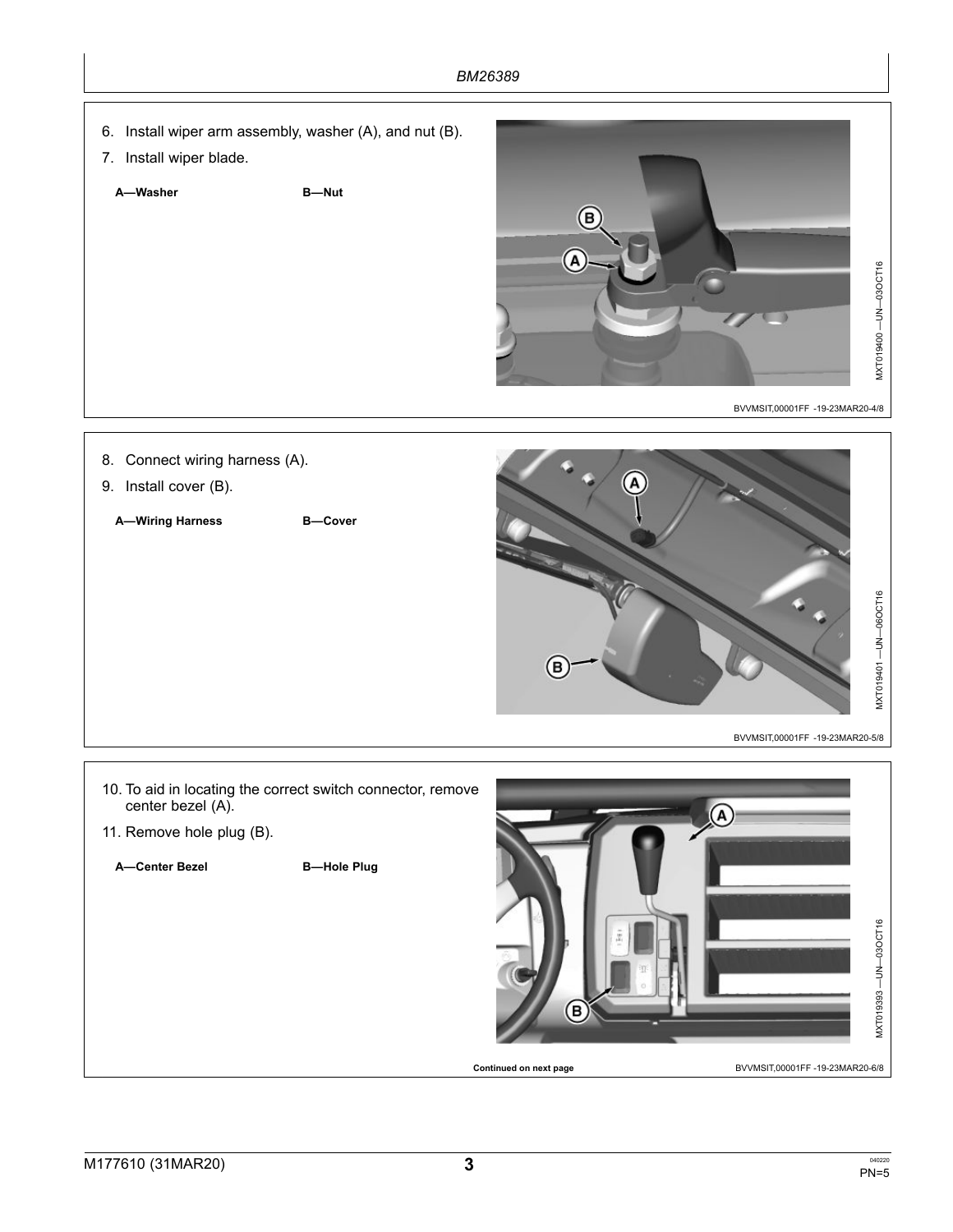6. Install wiper arm assembly, washer (A), and nut (B).
7. Install wiper blade.

A—Washer B—Nut

MXT019400 —UN—03OCT16

BVVMSIT,00001FF -19-23MAR20-4/8

8. Connect wiring harness (A).
9. Install cover (B).

A—Wiring Harness B—Cover

MXT019401 —UN—06OCT16

BVVMSIT,00001FF -19-23MAR20-5/8

10. To aid in locating the correct switch connector, remove center bezel (A).
11. Remove hole plug (B).

A—Center Bezel B—Hole Plug

MXT019393 —UN—03OCT16

Continued on next page

BVVMSIT,00001FF -19-23MAR20-6/8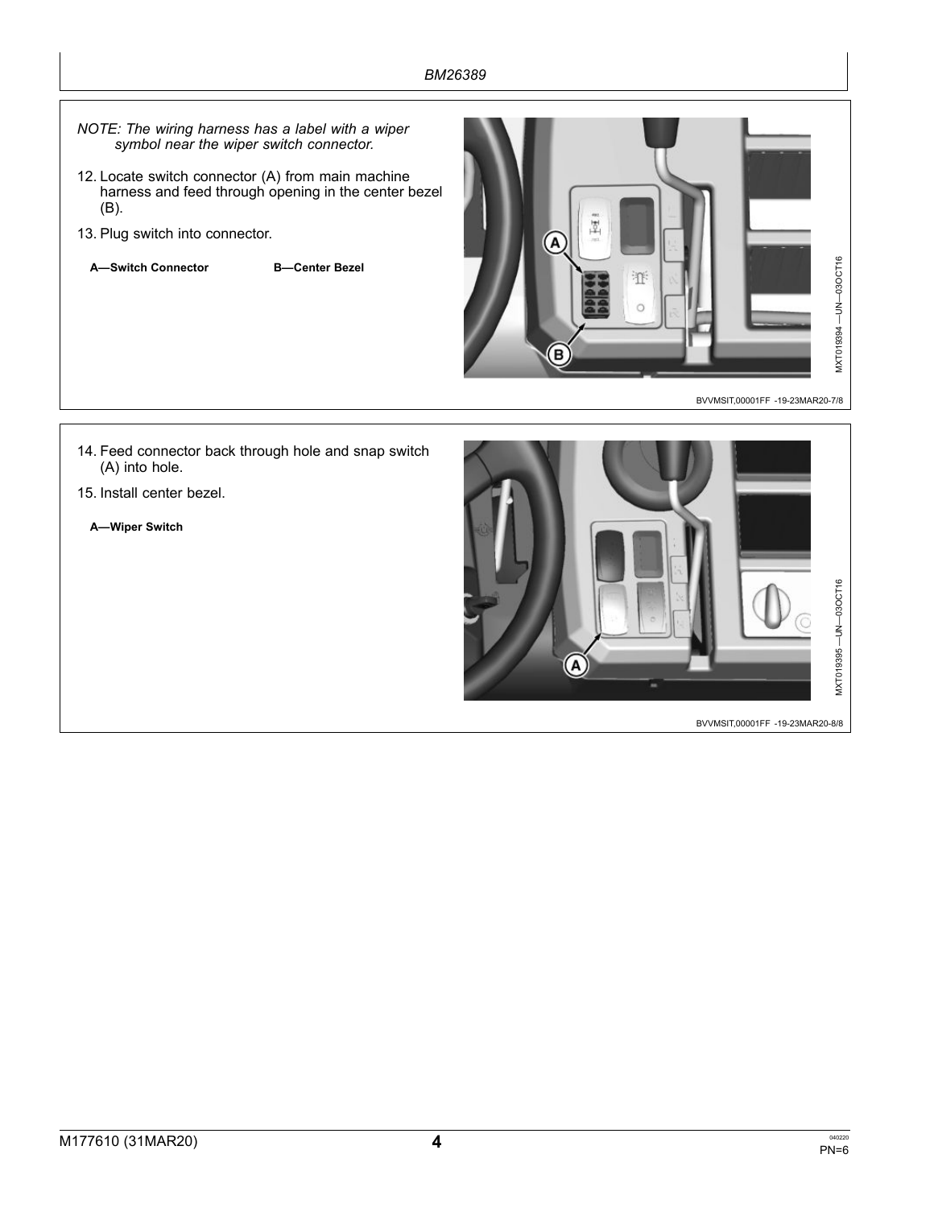*NOTE: The wiring harness has a label with a wiper symbol near the wiper switch connector.*

12. Locate switch connector (A) from main machine harness and feed through opening in the center bezel (B).

13. Plug switch into connector.

**A—Switch Connector** **B—Center Bezel**

MXT019394 —UN—03OCT16

BVVMSIT,00001FF -19-23MAR20-7/8

14. Feed connector back through hole and snap switch (A) into hole.

15. Install center bezel.

**A—Wiper Switch**

MXT019395 —UN—03OCT16

BVVMSIT,00001FF -19-23MAR20-8/8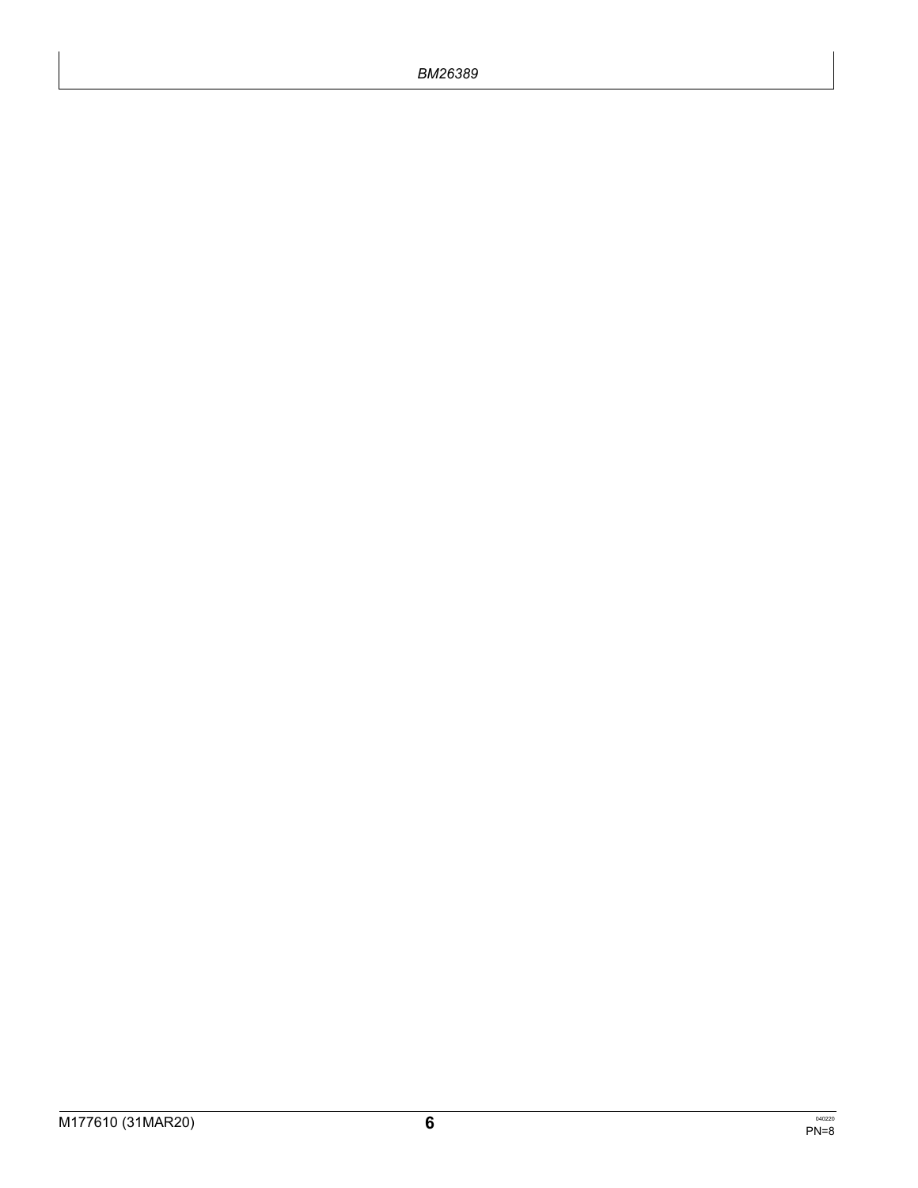*BM26389*